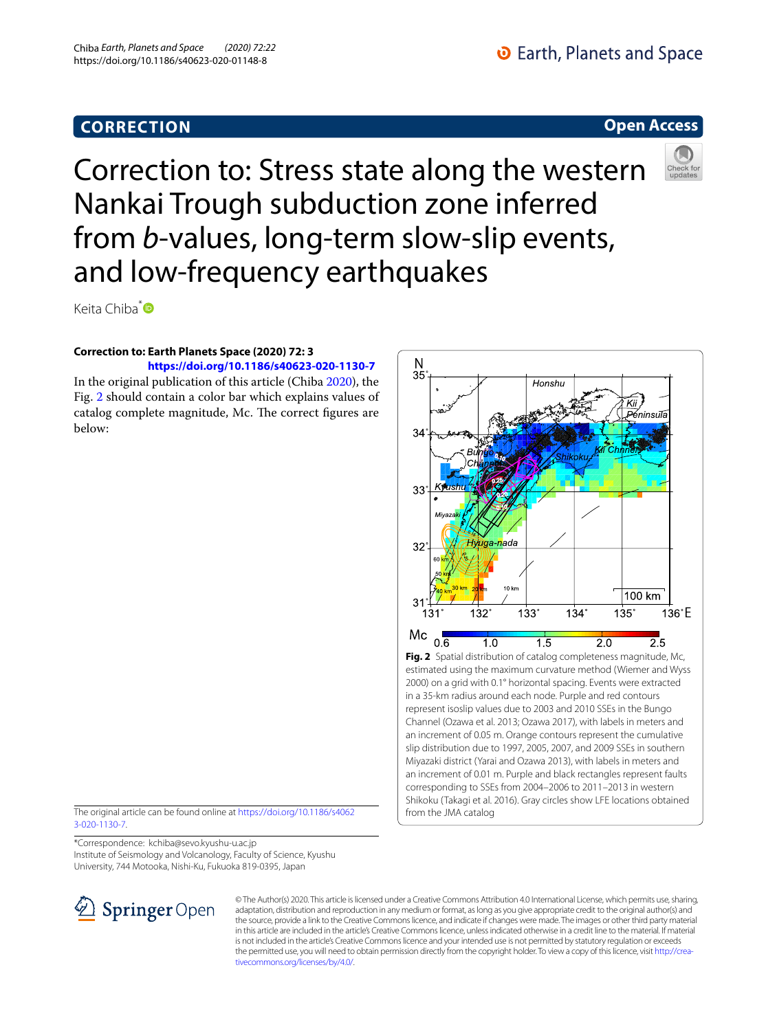CORRECTION

Open Access

# Correction to: Stress state along the western Nankai Trough subduction zone inferred from *b*-values, long-term slow-slip events, and low-frequency earthquakes

Keita Chiba*

**Correction to: Earth Planets Space (2020) 72: 3**
**https://doi.org/10.1186/s40623-020-1130-7**

In the original publication of this article (Chiba 2020), the Fig. 2 should contain a color bar which explains values of catalog complete magnitude, Mc. The correct figures are below:

**Fig. 2** Spatial distribution of catalog completeness magnitude, Mc, estimated using the maximum curvature method (Wiemer and Wyss 2000) on a grid with 0.1° horizontal spacing. Events were extracted in a 35-km radius around each node. Purple and red contours represent isoslip values due to 2003 and 2010 SSEs in the Bungo Channel (Ozawa et al. 2013; Ozawa 2017), with labels in meters and an increment of 0.05 m. Orange contours represent the cumulative slip distribution due to 1997, 2005, 2007, and 2009 SSEs in southern Miyazaki district (Yarai and Ozawa 2013), with labels in meters and an increment of 0.01 m. Purple and black rectangles represent faults corresponding to SSEs from 2004–2006 to 2011–2013 in western Shikoku (Takagi et al. 2016). Gray circles show LFE locations obtained from the JMA catalog

The original article can be found online at https://doi.org/10.1186/s40623-020-1130-7.

*Correspondence: kchiba@sevo.kyushu-u.ac.jp
Institute of Seismology and Volcanology, Faculty of Science, Kyushu University, 744 Motooka, Nishi-Ku, Fukuoka 819-0395, Japan

© The Author(s) 2020. This article is licensed under a Creative Commons Attribution 4.0 International License, which permits use, sharing, adaptation, distribution and reproduction in any medium or format, as long as you give appropriate credit to the original author(s) and the source, provide a link to the Creative Commons licence, and indicate if changes were made. The images or other third party material in this article are included in the article's Creative Commons licence, unless indicated otherwise in a credit line to the material. If material is not included in the article's Creative Commons licence and your intended use is not permitted by statutory regulation or exceeds the permitted use, you will need to obtain permission directly from the copyright holder. To view a copy of this licence, visit http://creativecommons.org/licenses/by/4.0/.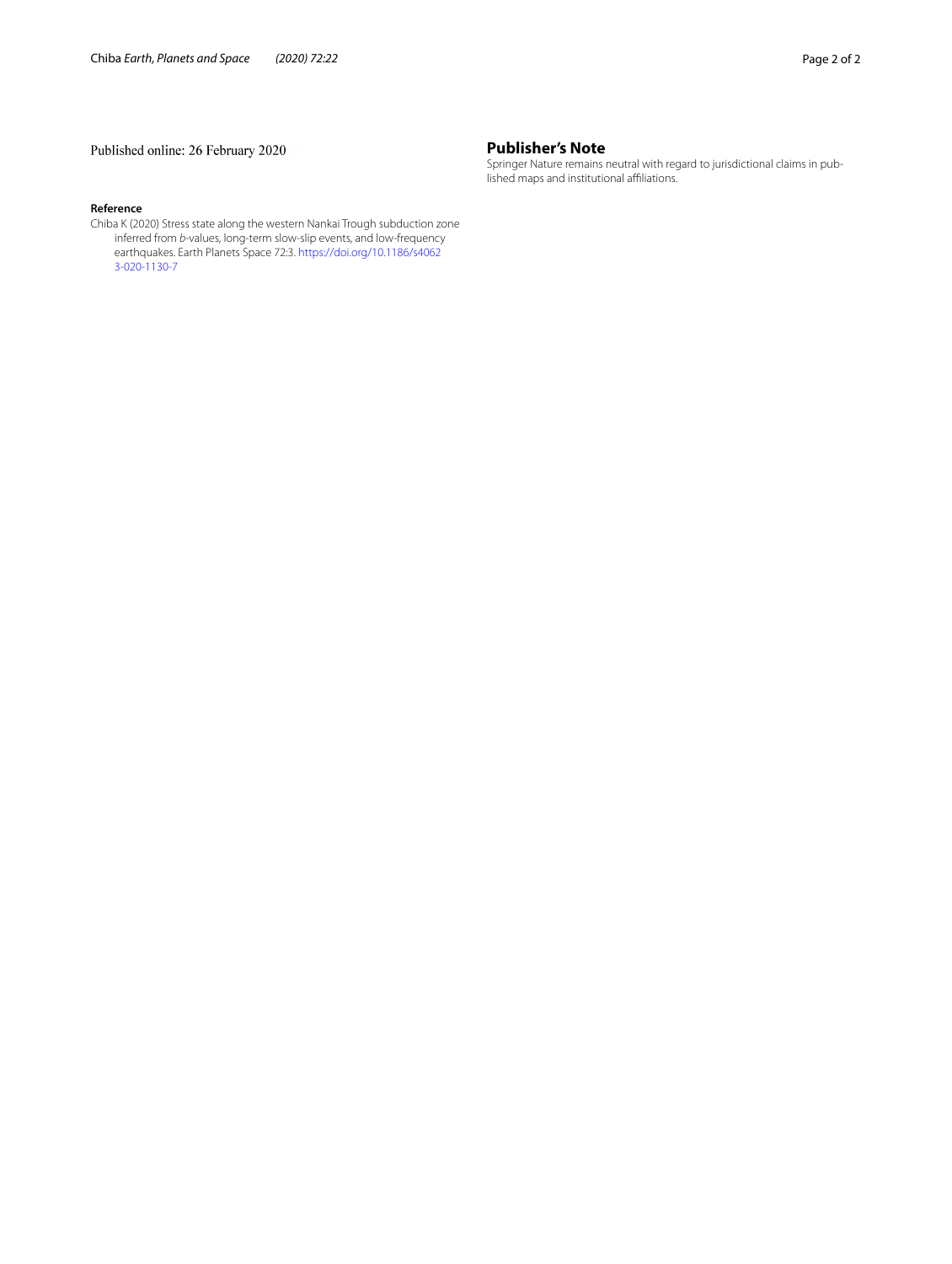Published online: 26 February 2020

## Reference

Chiba K (2020) Stress state along the western Nankai Trough subduction zone inferred from *b*-values, long-term slow-slip events, and low-frequency earthquakes. Earth Planets Space 72:3. https://doi.org/10.1186/s40623-020-1130-7

## Publisher's Note

Springer Nature remains neutral with regard to jurisdictional claims in published maps and institutional affiliations.